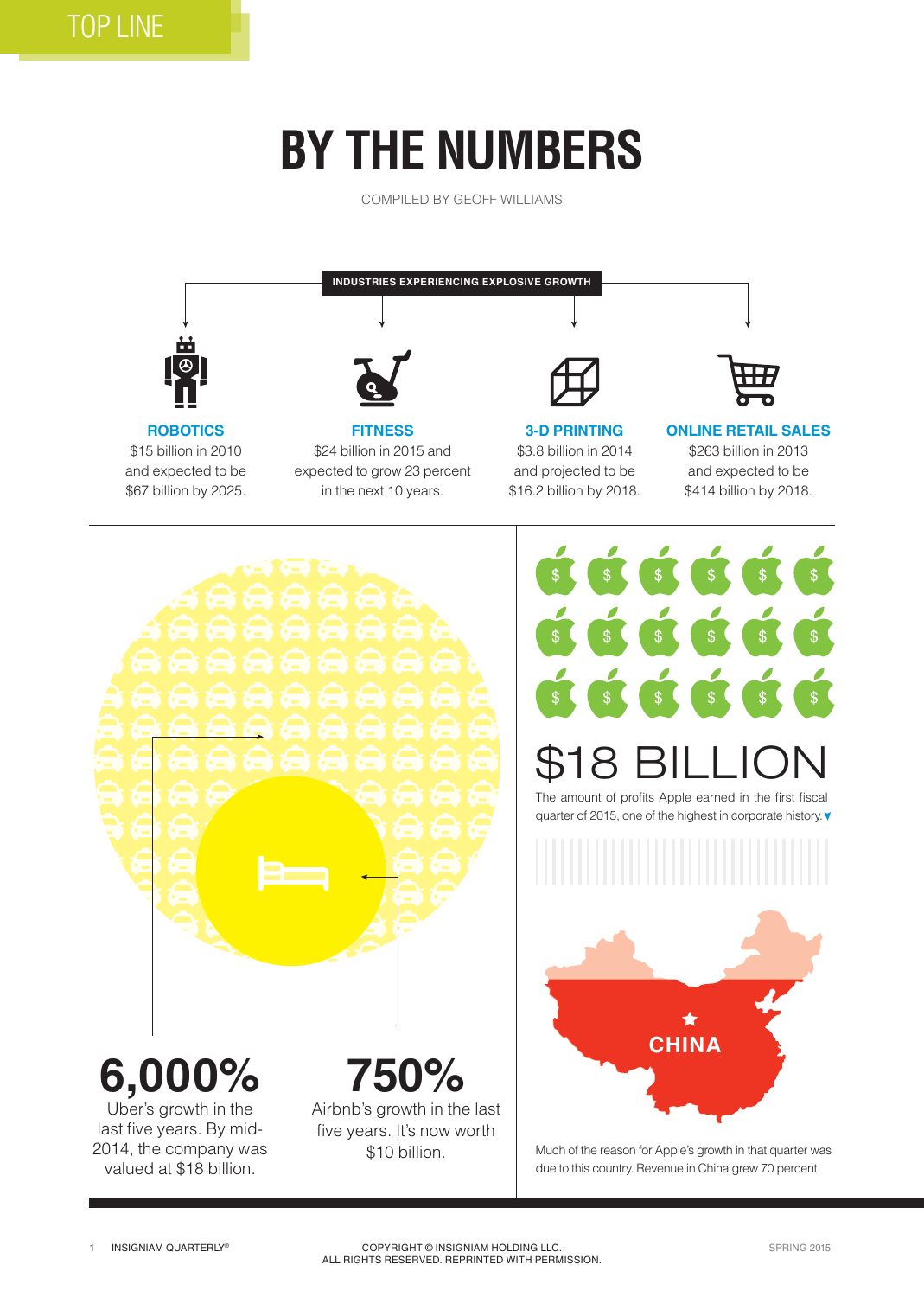TOP LINE

# BY THE NUMBERS

COMPILED BY GEOFF WILLIAMS

## INDUSTRIES EXPERIENCING EXPLOSIVE GROWTH

**ROBOTICS**
$15 billion in 2010 and expected to be $67 billion by 2025.

**FITNESS**
$24 billion in 2015 and expected to grow 23 percent in the next 10 years.

**3-D PRINTING**
$3.8 billion in 2014 and projected to be $16.2 billion by 2018.

**ONLINE RETAIL SALES**
$263 billion in 2013 and expected to be $414 billion by 2018.

## 6,000%

Uber's growth in the last five years. By mid-2014, the company was valued at $18 billion.

## 750%

Airbnb's growth in the last five years. It's now worth $10 billion.

## $18 BILLION

The amount of profits Apple earned in the first fiscal quarter of 2015, one of the highest in corporate history.

**CHINA**

Much of the reason for Apple's growth in that quarter was due to this country. Revenue in China grew 70 percent.

COPYRIGHT © INSIGNIAM HOLDING LLC.
ALL RIGHTS RESERVED. REPRINTED WITH PERMISSION.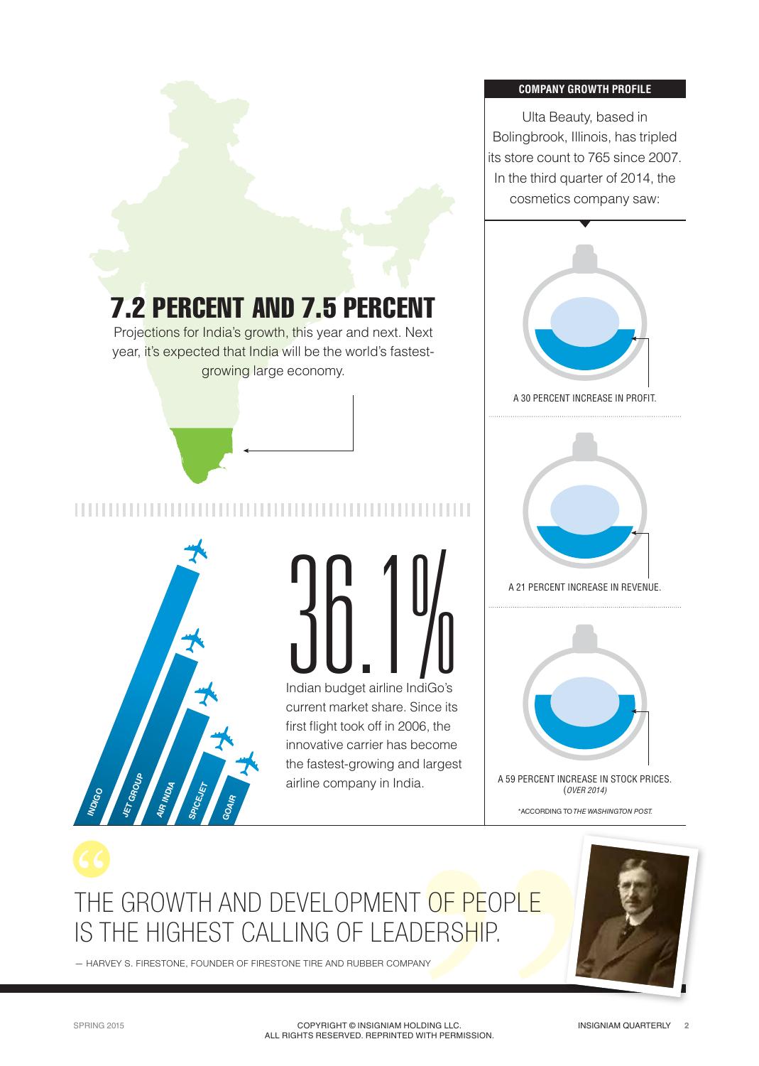## 7.2 PERCENT AND 7.5 PERCENT

Projections for India's growth, this year and next. Next year, it's expected that India will be the world's fastest-growing large economy.

INDIGO
JET GROUP
AIR INDIA
SPICEJET
GOAIR

## 36.1%

Indian budget airline IndiGo's current market share. Since its first flight took off in 2006, the innovative carrier has become the fastest-growing and largest airline company in India.

**COMPANY GROWTH PROFILE**

Ulta Beauty, based in Bolingbrook, Illinois, has tripled its store count to 765 since 2007. In the third quarter of 2014, the cosmetics company saw:

A 30 PERCENT INCREASE IN PROFIT.

A 21 PERCENT INCREASE IN REVENUE.

A 59 PERCENT INCREASE IN STOCK PRICES.
(*OVER 2014*)

*ACCORDING TO *THE WASHINGTON POST.*

> THE GROWTH AND DEVELOPMENT OF PEOPLE IS THE HIGHEST CALLING OF LEADERSHIP.
>
> — HARVEY S. FIRESTONE, FOUNDER OF FIRESTONE TIRE AND RUBBER COMPANY

SPRING 2015

COPYRIGHT © INSIGNIAM HOLDING LLC.
ALL RIGHTS RESERVED. REPRINTED WITH PERMISSION.

INSIGNIAM QUARTERLY